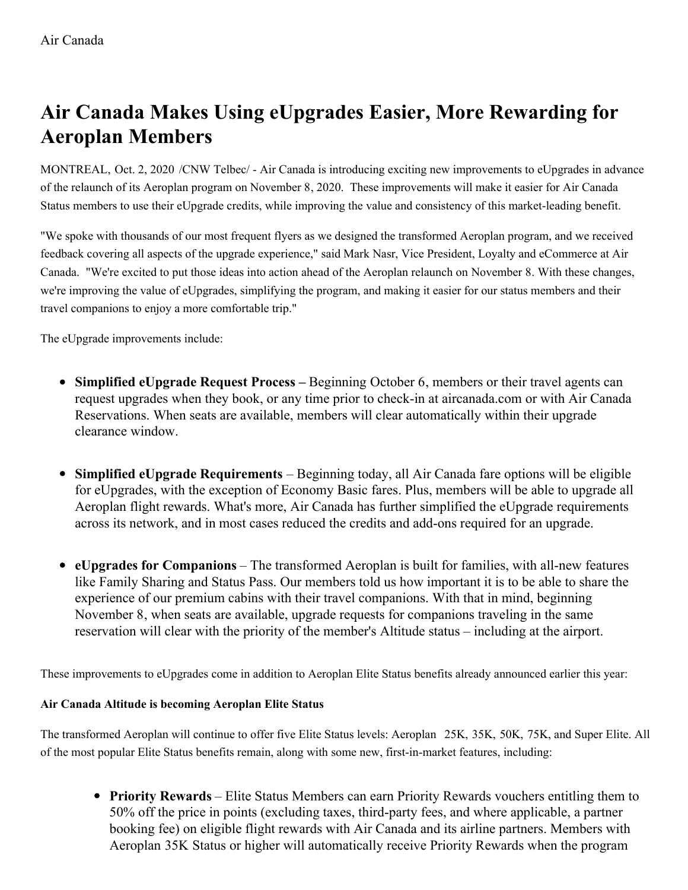Air Canada

# Air Canada Makes Using eUpgrades Easier, More Rewarding for Aeroplan Members

MONTREAL, Oct. 2, 2020 /CNW Telbec/ - Air Canada is introducing exciting new improvements to eUpgrades in advance of the relaunch of its Aeroplan program on November 8, 2020. These improvements will make it easier for Air Canada Status members to use their eUpgrade credits, while improving the value and consistency of this market-leading benefit.

"We spoke with thousands of our most frequent flyers as we designed the transformed Aeroplan program, and we received feedback covering all aspects of the upgrade experience," said Mark Nasr, Vice President, Loyalty and eCommerce at Air Canada. "We're excited to put those ideas into action ahead of the Aeroplan relaunch on November 8. With these changes, we're improving the value of eUpgrades, simplifying the program, and making it easier for our status members and their travel companions to enjoy a more comfortable trip."

The eUpgrade improvements include:

- **Simplified eUpgrade Request Process –** Beginning October 6, members or their travel agents can request upgrades when they book, or any time prior to check-in at aircanada.com or with Air Canada Reservations. When seats are available, members will clear automatically within their upgrade clearance window.

- **Simplified eUpgrade Requirements** – Beginning today, all Air Canada fare options will be eligible for eUpgrades, with the exception of Economy Basic fares. Plus, members will be able to upgrade all Aeroplan flight rewards. What's more, Air Canada has further simplified the eUpgrade requirements across its network, and in most cases reduced the credits and add-ons required for an upgrade.

- **eUpgrades for Companions** – The transformed Aeroplan is built for families, with all-new features like Family Sharing and Status Pass. Our members told us how important it is to be able to share the experience of our premium cabins with their travel companions. With that in mind, beginning November 8, when seats are available, upgrade requests for companions traveling in the same reservation will clear with the priority of the member's Altitude status – including at the airport.

These improvements to eUpgrades come in addition to Aeroplan Elite Status benefits already announced earlier this year:

**Air Canada Altitude is becoming Aeroplan Elite Status**

The transformed Aeroplan will continue to offer five Elite Status levels: Aeroplan 25K, 35K, 50K, 75K, and Super Elite. All of the most popular Elite Status benefits remain, along with some new, first-in-market features, including:

- **Priority Rewards** – Elite Status Members can earn Priority Rewards vouchers entitling them to 50% off the price in points (excluding taxes, third-party fees, and where applicable, a partner booking fee) on eligible flight rewards with Air Canada and its airline partners. Members with Aeroplan 35K Status or higher will automatically receive Priority Rewards when the program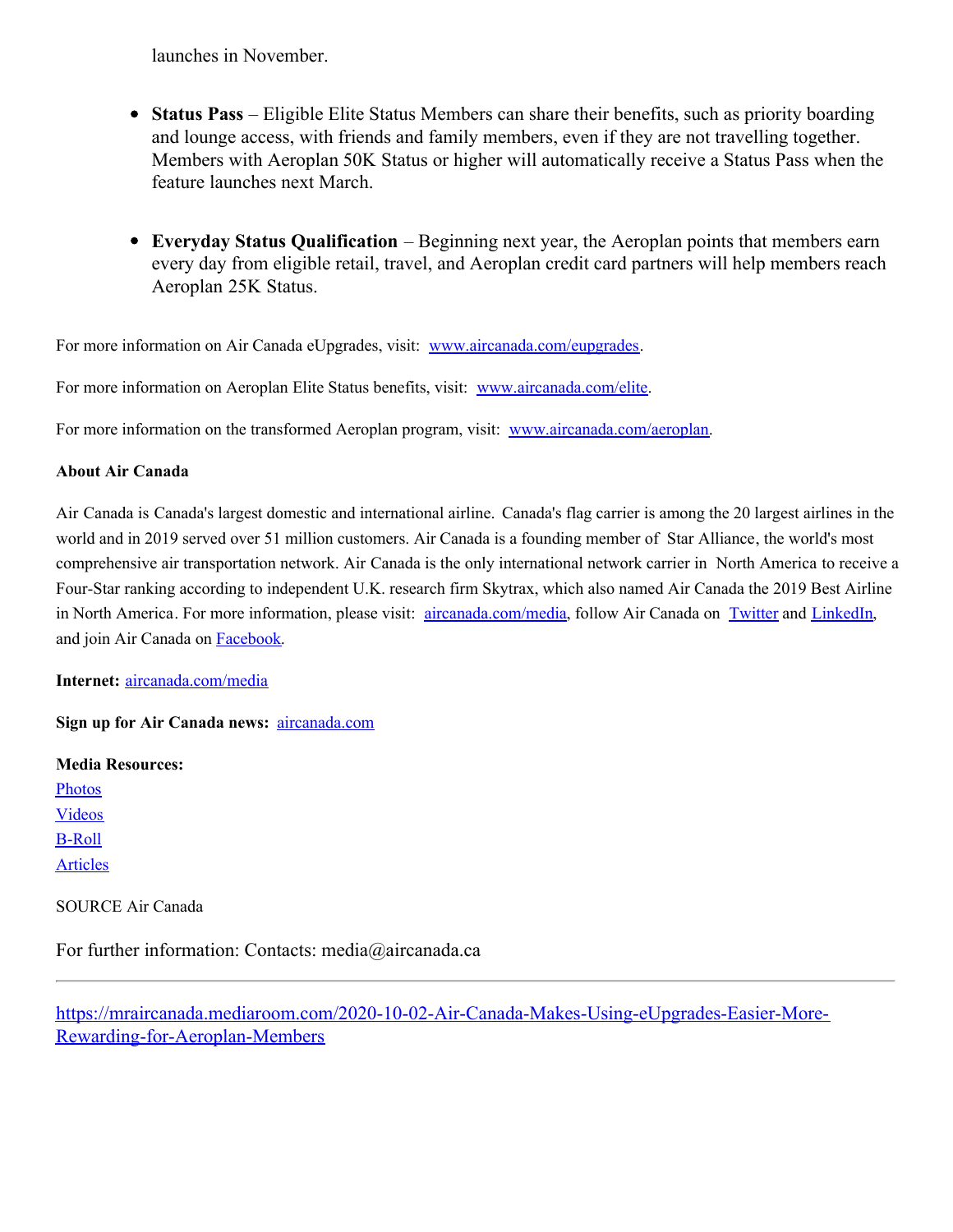launches in November.

- **Status Pass** – Eligible Elite Status Members can share their benefits, such as priority boarding and lounge access, with friends and family members, even if they are not travelling together. Members with Aeroplan 50K Status or higher will automatically receive a Status Pass when the feature launches next March.

- **Everyday Status Qualification** – Beginning next year, the Aeroplan points that members earn every day from eligible retail, travel, and Aeroplan credit card partners will help members reach Aeroplan 25K Status.

For more information on Air Canada eUpgrades, visit: [www.aircanada.com/eupgrades](www.aircanada.com/eupgrades).

For more information on Aeroplan Elite Status benefits, visit: [www.aircanada.com/elite](www.aircanada.com/elite).

For more information on the transformed Aeroplan program, visit: [www.aircanada.com/aeroplan](www.aircanada.com/aeroplan).

**About Air Canada**

Air Canada is Canada's largest domestic and international airline. Canada's flag carrier is among the 20 largest airlines in the world and in 2019 served over 51 million customers. Air Canada is a founding member of Star Alliance, the world's most comprehensive air transportation network. Air Canada is the only international network carrier in North America to receive a Four-Star ranking according to independent U.K. research firm Skytrax, which also named Air Canada the 2019 Best Airline in North America. For more information, please visit: [aircanada.com/media](aircanada.com/media), follow Air Canada on [Twitter](#) and [LinkedIn](#), and join Air Canada on [Facebook](#).

**Internet:** [aircanada.com/media](aircanada.com/media)

**Sign up for Air Canada news:** [aircanada.com](aircanada.com)

**Media Resources:**
[Photos](#)
[Videos](#)
[B-Roll](#)
[Articles](#)

SOURCE Air Canada

For further information: Contacts: media@aircanada.ca

---

[https://mraircanada.mediaroom.com/2020-10-02-Air-Canada-Makes-Using-eUpgrades-Easier-More-Rewarding-for-Aeroplan-Members](https://mraircanada.mediaroom.com/2020-10-02-Air-Canada-Makes-Using-eUpgrades-Easier-More-Rewarding-for-Aeroplan-Members)